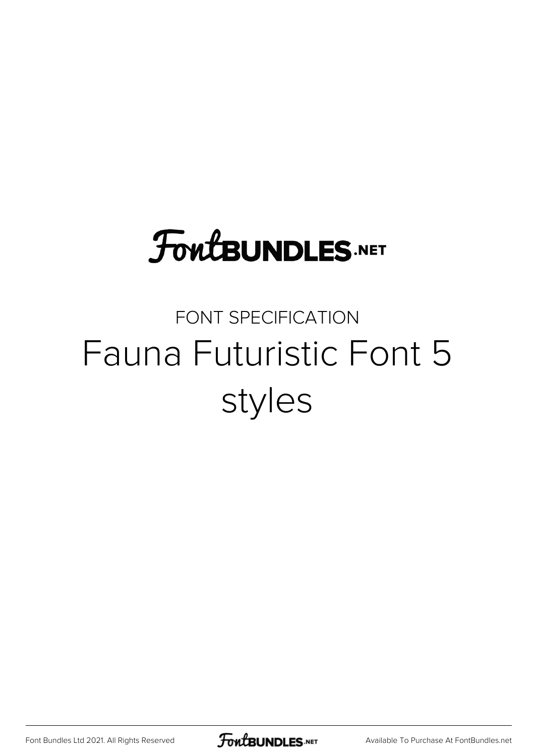FontBUNDLES.NET

FONT SPECIFICATION

# Fauna Futuristic Font 5 styles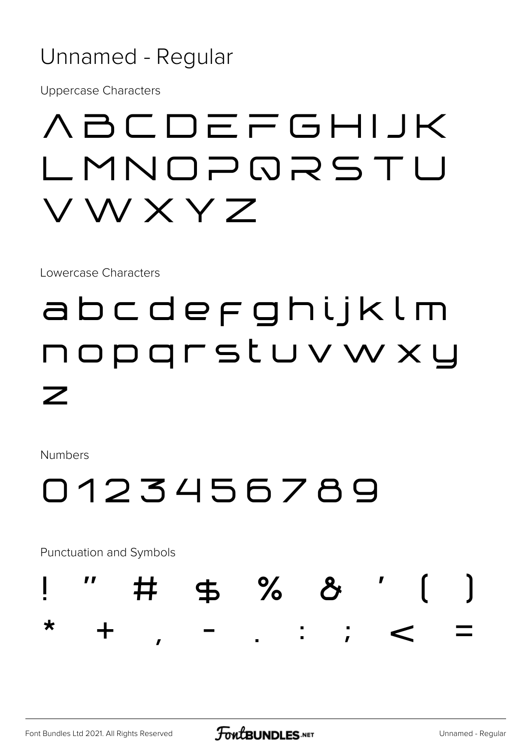# Unnamed - Regular

Uppercase Characters

A B C D E F G H I J K
L M N O P Q R S T U
V W X Y Z

Lowercase Characters

a b c d e f g h i j k l m
n o p q r s t u v w x y
z

Numbers

0 1 2 3 4 5 6 7 8 9

Punctuation and Symbols

! " # $ % & ' ( )
* + , - . : ; < =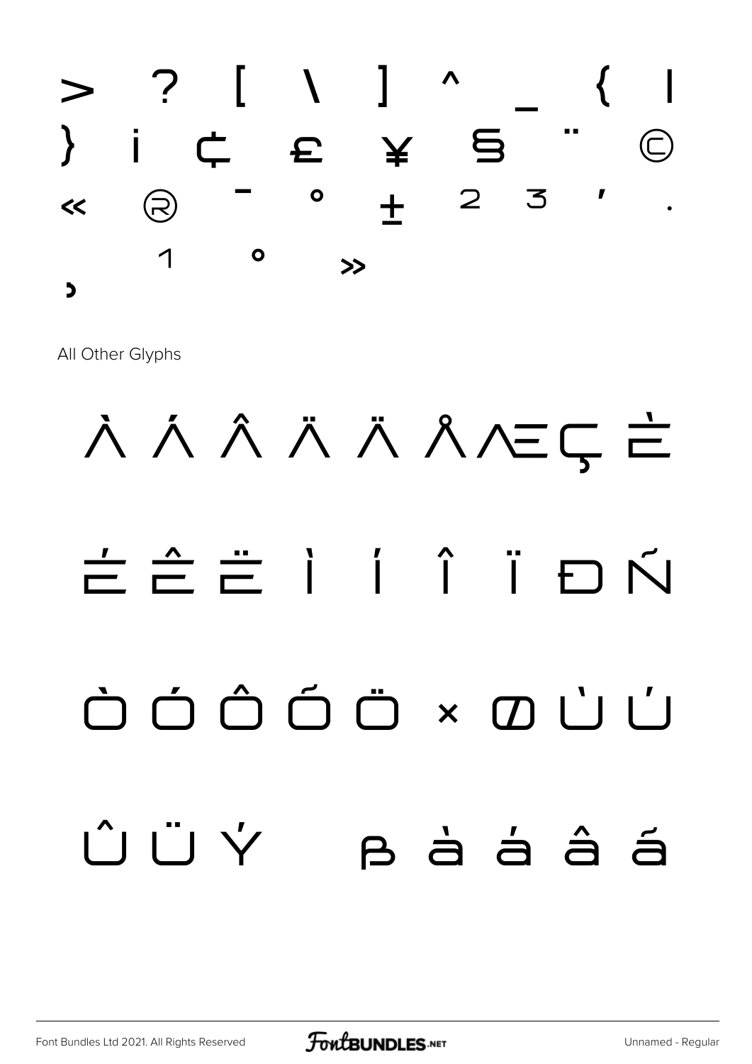> ? [ \ ] ^ _ { |

} ¡ ¢ £ ¥ § ¨ ©

« ® ¯ ° ± ² ³ ´ ·

¸ ¹ º »

All Other Glyphs

À Á Â Ã Ä Å Æ Ç È

É Ê Ë Ì Í Î Ï Ð Ñ

Ò Ó Ô Õ Ö × Ø Ù Ú

Û Ü Ý ß à á â ã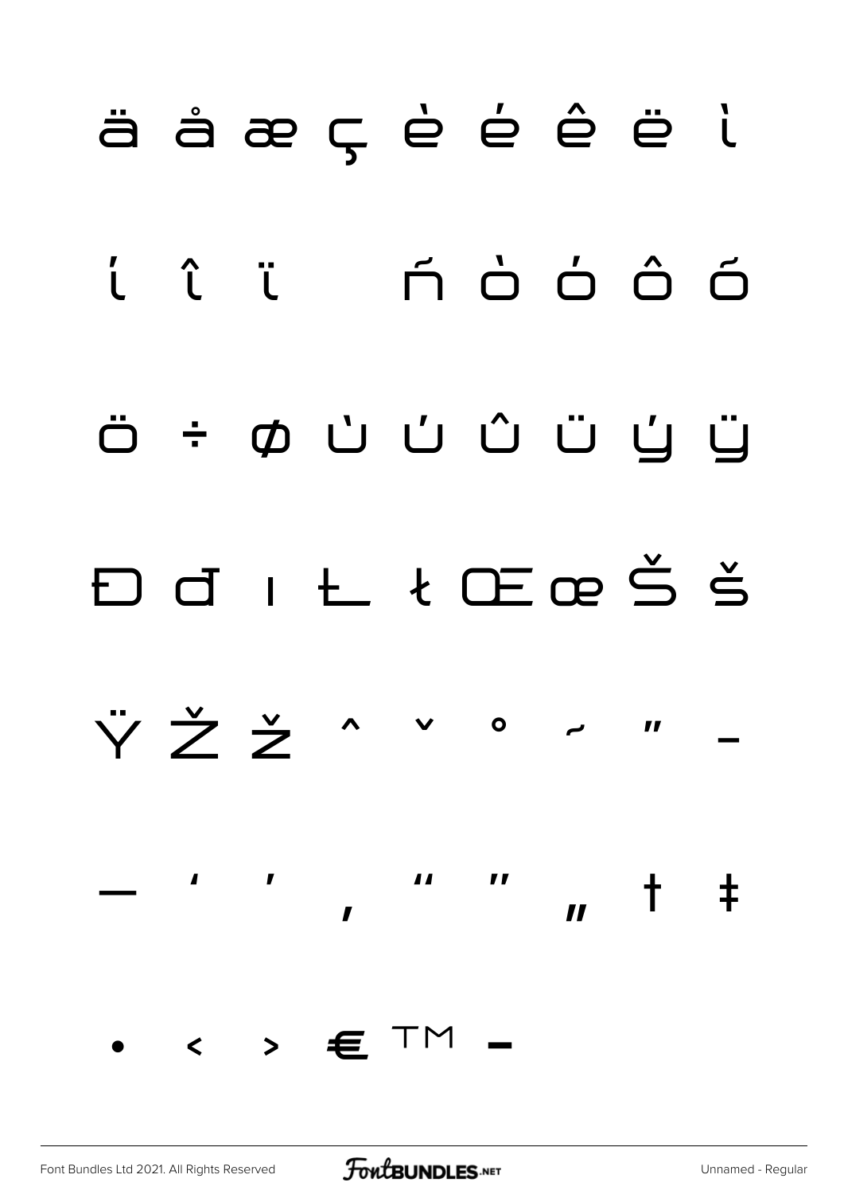ä å æ ç è é ê ë ì

í î ï ñ ò ó ô õ

ö ÷ ø ù ú û ü ý ÿ

Đ đ ı Ł ł Œ œ Š š

Ÿ Ž ž ˆ ˇ ˚ ˜ ˝ –

— ‘ ’ ‚ “ ” „ † ‡

• ‹ › € ™ −